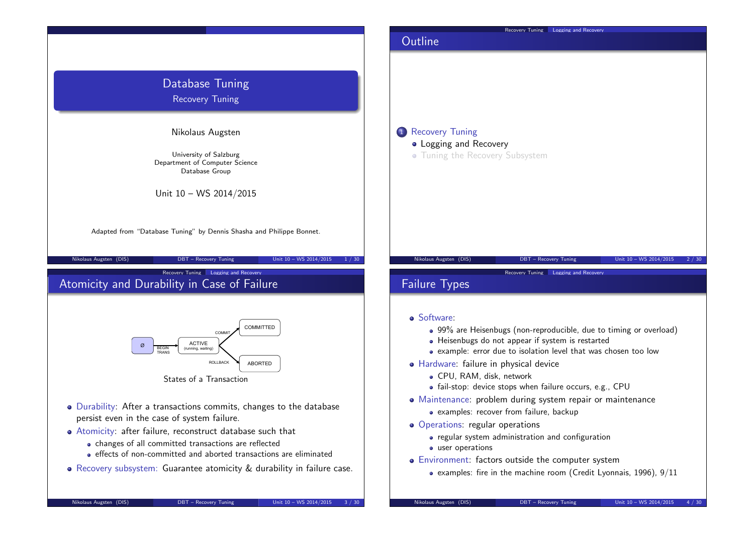# Database Tuning

## Recovery Tuning

Nikolaus Augsten

University of Salzburg
Department of Computer Science
Database Group

Unit 10 – WS 2014/2015

Adapted from "Database Tuning" by Dennis Shasha and Philippe Bonnet.

## Outline

1. Recovery Tuning
   - Logging and Recovery
   - Tuning the Recovery Subsystem

## Atomicity and Durability in Case of Failure

Ø
BEGIN TRANS
ACTIVE (running, waiting)
COMMIT
COMMITTED
ROLLBACK
ABORTED

States of a Transaction

- Durability: After a transactions commits, changes to the database persist even in the case of system failure.
- Atomicity: after failure, reconstruct database such that
  - changes of all committed transactions are reflected
  - effects of non-committed and aborted transactions are eliminated
- Recovery subsystem: Guarantee atomicity & durability in failure case.

## Failure Types

- Software:
  - 99% are Heisenbugs (non-reproducible, due to timing or overload)
  - Heisenbugs do not appear if system is restarted
  - example: error due to isolation level that was chosen too low
- Hardware: failure in physical device
  - CPU, RAM, disk, network
  - fail-stop: device stops when failure occurs, e.g., CPU
- Maintenance: problem during system repair or maintenance
  - examples: recover from failure, backup
- Operations: regular operations
  - regular system administration and configuration
  - user operations
- Environment: factors outside the computer system
  - examples: fire in the machine room (Credit Lyonnais, 1996), 9/11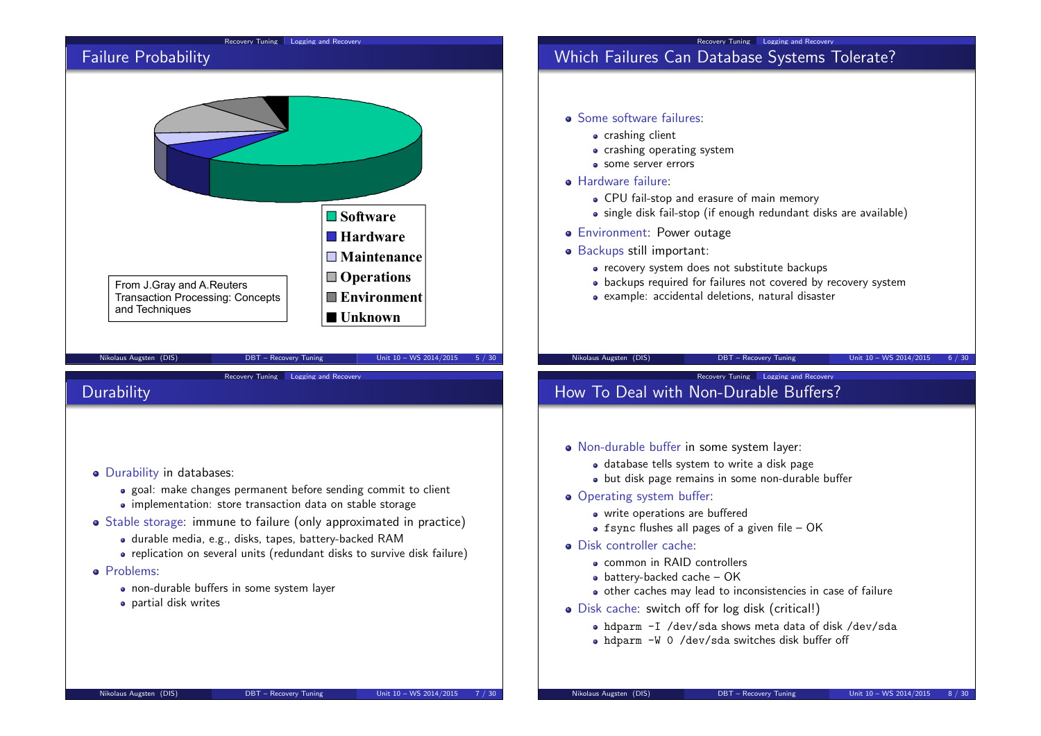## Failure Probability

Software
Hardware
Maintenance
Operations
Environment
Unknown

From J.Gray and A.Reuters Transaction Processing: Concepts and Techniques

## Which Failures Can Database Systems Tolerate?

- Some software failures:
  - crashing client
  - crashing operating system
  - some server errors
- Hardware failure:
  - CPU fail-stop and erasure of main memory
  - single disk fail-stop (if enough redundant disks are available)
- Environment: Power outage
- Backups still important:
  - recovery system does not substitute backups
  - backups required for failures not covered by recovery system
  - example: accidental deletions, natural disaster

## Durability

- Durability in databases:
  - goal: make changes permanent before sending commit to client
  - implementation: store transaction data on stable storage
- Stable storage: immune to failure (only approximated in practice)
  - durable media, e.g., disks, tapes, battery-backed RAM
  - replication on several units (redundant disks to survive disk failure)
- Problems:
  - non-durable buffers in some system layer
  - partial disk writes

## How To Deal with Non-Durable Buffers?

- Non-durable buffer in some system layer:
  - database tells system to write a disk page
  - but disk page remains in some non-durable buffer
- Operating system buffer:
  - write operations are buffered
  - `fsync` flushes all pages of a given file – OK
- Disk controller cache:
  - common in RAID controllers
  - battery-backed cache – OK
  - other caches may lead to inconsistencies in case of failure
- Disk cache: switch off for log disk (critical!)
  - `hdparm -I /dev/sda` shows meta data of disk `/dev/sda`
  - `hdparm -W 0 /dev/sda` switches disk buffer off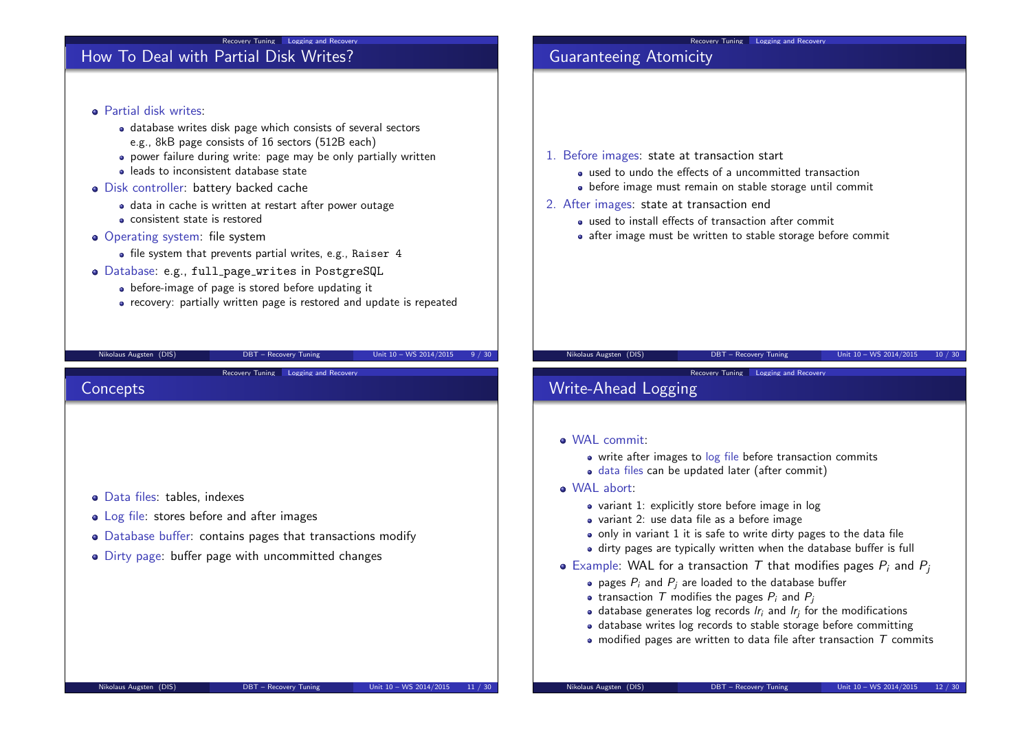## How To Deal with Partial Disk Writes?

- Partial disk writes:
  - database writes disk page which consists of several sectors e.g., 8kB page consists of 16 sectors (512B each)
  - power failure during write: page may be only partially written
  - leads to inconsistent database state
- Disk controller: battery backed cache
  - data in cache is written at restart after power outage
  - consistent state is restored
- Operating system: file system
  - file system that prevents partial writes, e.g., `Raiser 4`
- Database: e.g., `full_page_writes` in `PostgreSQL`
  - before-image of page is stored before updating it
  - recovery: partially written page is restored and update is repeated

## Guaranteeing Atomicity

1. Before images: state at transaction start
   - used to undo the effects of a uncommitted transaction
   - before image must remain on stable storage until commit
2. After images: state at transaction end
   - used to install effects of transaction after commit
   - after image must be written to stable storage before commit

## Concepts

- Data files: tables, indexes
- Log file: stores before and after images
- Database buffer: contains pages that transactions modify
- Dirty page: buffer page with uncommitted changes

## Write-Ahead Logging

- WAL commit:
  - write after images to log file before transaction commits
  - data files can be updated later (after commit)
- WAL abort:
  - variant 1: explicitly store before image in log
  - variant 2: use data file as a before image
  - only in variant 1 it is safe to write dirty pages to the data file
  - dirty pages are typically written when the database buffer is full
- Example: WAL for a transaction $T$ that modifies pages $P_i$ and $P_j$
  - pages $P_i$ and $P_j$ are loaded to the database buffer
  - transaction $T$ modifies the pages $P_i$ and $P_j$
  - database generates log records $lr_i$ and $lr_j$ for the modifications
  - database writes log records to stable storage before committing
  - modified pages are written to data file after transaction $T$ commits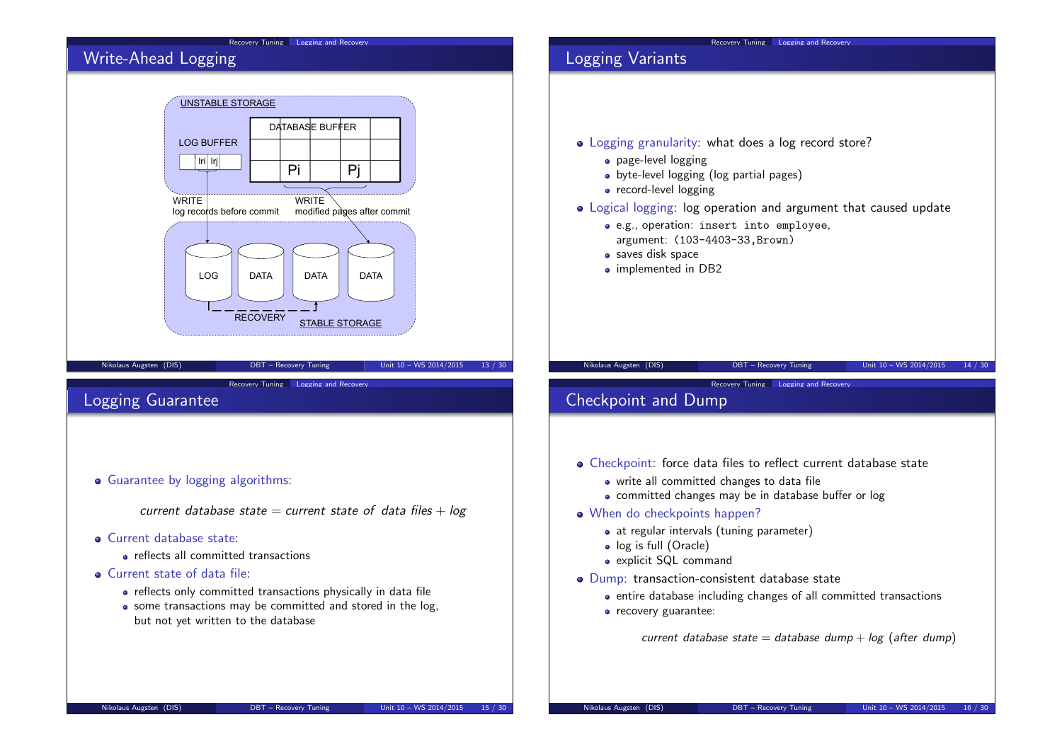## Write-Ahead Logging

UNSTABLE STORAGE

LOG BUFFER

lri lrj

DATABASE BUFFER

Pi Pj

WRITE
log records before commit

WRITE
modified pages after commit

LOG DATA DATA DATA

RECOVERY

STABLE STORAGE

## Logging Variants

- Logging granularity: what does a log record store?
  - page-level logging
  - byte-level logging (log partial pages)
  - record-level logging
- Logical logging: log operation and argument that caused update
  - e.g., operation: `insert into employee`,
    argument: `(103-4403-33,Brown)`
  - saves disk space
  - implemented in DB2

## Logging Guarantee

- Guarantee by logging algorithms:

$$\textit{current database state} = \textit{current state of data files} + \textit{log}$$

- Current database state:
  - reflects all committed transactions
- Current state of data file:
  - reflects only committed transactions physically in data file
  - some transactions may be committed and stored in the log, but not yet written to the database

## Checkpoint and Dump

- Checkpoint: force data files to reflect current database state
  - write all committed changes to data file
  - committed changes may be in database buffer or log
- When do checkpoints happen?
  - at regular intervals (tuning parameter)
  - log is full (Oracle)
  - explicit SQL command
- Dump: transaction-consistent database state
  - entire database including changes of all committed transactions
  - recovery guarantee:

$$\textit{current database state} = \textit{database dump} + \textit{log (after dump)}$$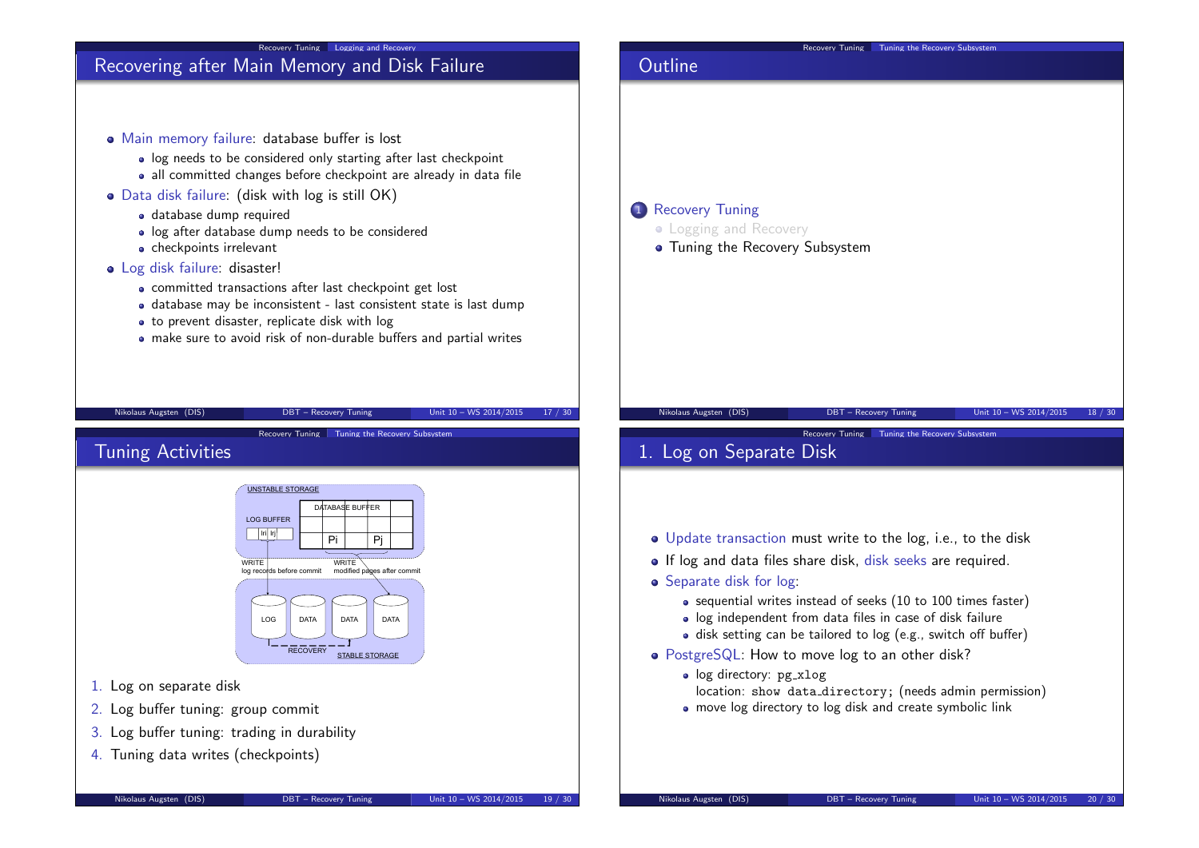## Recovering after Main Memory and Disk Failure

- Main memory failure: database buffer is lost
  - log needs to be considered only starting after last checkpoint
  - all committed changes before checkpoint are already in data file
- Data disk failure: (disk with log is still OK)
  - database dump required
  - log after database dump needs to be considered
  - checkpoints irrelevant
- Log disk failure: disaster!
  - committed transactions after last checkpoint get lost
  - database may be inconsistent - last consistent state is last dump
  - to prevent disaster, replicate disk with log
  - make sure to avoid risk of non-durable buffers and partial writes

## Outline

1. Recovery Tuning
   - Logging and Recovery
   - Tuning the Recovery Subsystem

## Tuning Activities

UNSTABLE STORAGE

LOG BUFFER: lri lrj

DATABASE BUFFER: Pi Pj

WRITE log records before commit

WRITE modified pages after commit

LOG DATA DATA DATA

RECOVERY

STABLE STORAGE

1. Log on separate disk
2. Log buffer tuning: group commit
3. Log buffer tuning: trading in durability
4. Tuning data writes (checkpoints)

## 1. Log on Separate Disk

- Update transaction must write to the log, i.e., to the disk
- If log and data files share disk, disk seeks are required.
- Separate disk for log:
  - sequential writes instead of seeks (10 to 100 times faster)
  - log independent from data files in case of disk failure
  - disk setting can be tailored to log (e.g., switch off buffer)
- PostgreSQL: How to move log to an other disk?
  - log directory: `pg_xlog`
    location: `show data_directory;` (needs admin permission)
  - move log directory to log disk and create symbolic link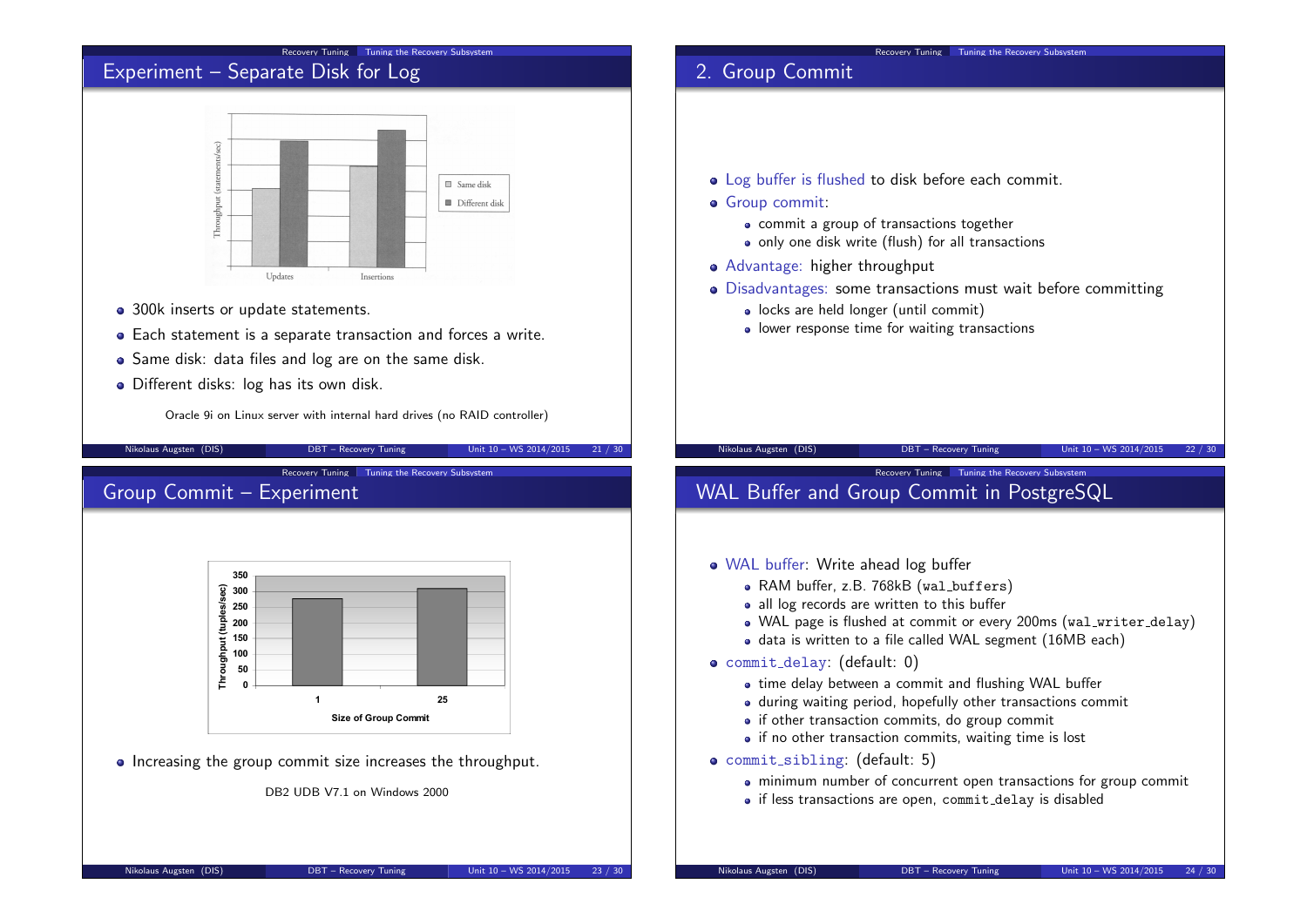## Experiment – Separate Disk for Log

Throughput (statements/sec)

Same disk

Different disk

Updates

Insertions

- 300k inserts or update statements.
- Each statement is a separate transaction and forces a write.
- Same disk: data files and log are on the same disk.
- Different disks: log has its own disk.

Oracle 9i on Linux server with internal hard drives (no RAID controller)

## 2. Group Commit

- Log buffer is flushed to disk before each commit.
- Group commit:
  - commit a group of transactions together
  - only one disk write (flush) for all transactions
- Advantage: higher throughput
- Disadvantages: some transactions must wait before committing
  - locks are held longer (until commit)
  - lower response time for waiting transactions

## Group Commit – Experiment

350
300
250
200
150
100
50
0

Throughput (tuples/sec)

1

25

Size of Group Commit

- Increasing the group commit size increases the throughput.

DB2 UDB V7.1 on Windows 2000

## WAL Buffer and Group Commit in PostgreSQL

- WAL buffer: Write ahead log buffer
  - RAM buffer, z.B. 768kB (`wal_buffers`)
  - all log records are written to this buffer
  - WAL page is flushed at commit or every 200ms (`wal_writer_delay`)
  - data is written to a file called WAL segment (16MB each)
- `commit_delay`: (default: 0)
  - time delay between a commit and flushing WAL buffer
  - during waiting period, hopefully other transactions commit
  - if other transaction commits, do group commit
  - if no other transaction commits, waiting time is lost
- `commit_sibling`: (default: 5)
  - minimum number of concurrent open transactions for group commit
  - if less transactions are open, `commit_delay` is disabled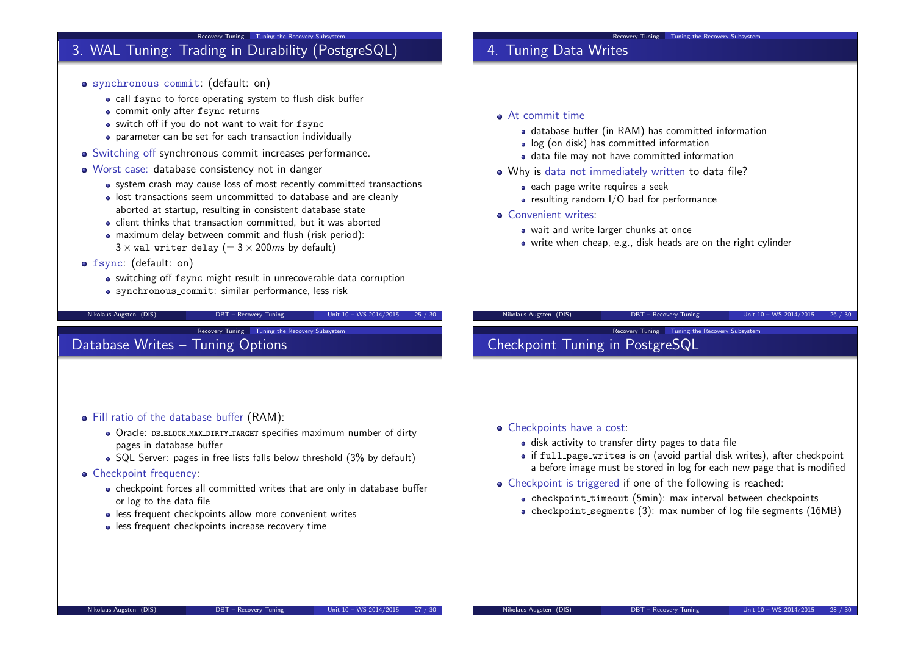## 3. WAL Tuning: Trading in Durability (PostgreSQL)

- synchronous_commit: (default: on)
  - call fsync to force operating system to flush disk buffer
  - commit only after fsync returns
  - switch off if you do not want to wait for fsync
  - parameter can be set for each transaction individually
- Switching off synchronous commit increases performance.
- Worst case: database consistency not in danger
  - system crash may cause loss of most recently committed transactions
  - lost transactions seem uncommitted to database and are cleanly aborted at startup, resulting in consistent database state
  - client thinks that transaction committed, but it was aborted
  - maximum delay between commit and flush (risk period): $3 \times$ wal_writer_delay ($= 3 \times 200ms$ by default)
- fsync: (default: on)
  - switching off fsync might result in unrecoverable data corruption
  - synchronous_commit: similar performance, less risk

## 4. Tuning Data Writes

- At commit time
  - database buffer (in RAM) has committed information
  - log (on disk) has committed information
  - data file may not have committed information
- Why is data not immediately written to data file?
  - each page write requires a seek
  - resulting random I/O bad for performance
- Convenient writes:
  - wait and write larger chunks at once
  - write when cheap, e.g., disk heads are on the right cylinder

## Database Writes – Tuning Options

- Fill ratio of the database buffer (RAM):
  - Oracle: DB_BLOCK_MAX_DIRTY_TARGET specifies maximum number of dirty pages in database buffer
  - SQL Server: pages in free lists falls below threshold (3% by default)
- Checkpoint frequency:
  - checkpoint forces all committed writes that are only in database buffer or log to the data file
  - less frequent checkpoints allow more convenient writes
  - less frequent checkpoints increase recovery time

## Checkpoint Tuning in PostgreSQL

- Checkpoints have a cost:
  - disk activity to transfer dirty pages to data file
  - if full_page_writes is on (avoid partial disk writes), after checkpoint a before image must be stored in log for each new page that is modified
- Checkpoint is triggered if one of the following is reached:
  - checkpoint_timeout (5min): max interval between checkpoints
  - checkpoint_segments (3): max number of log file segments (16MB)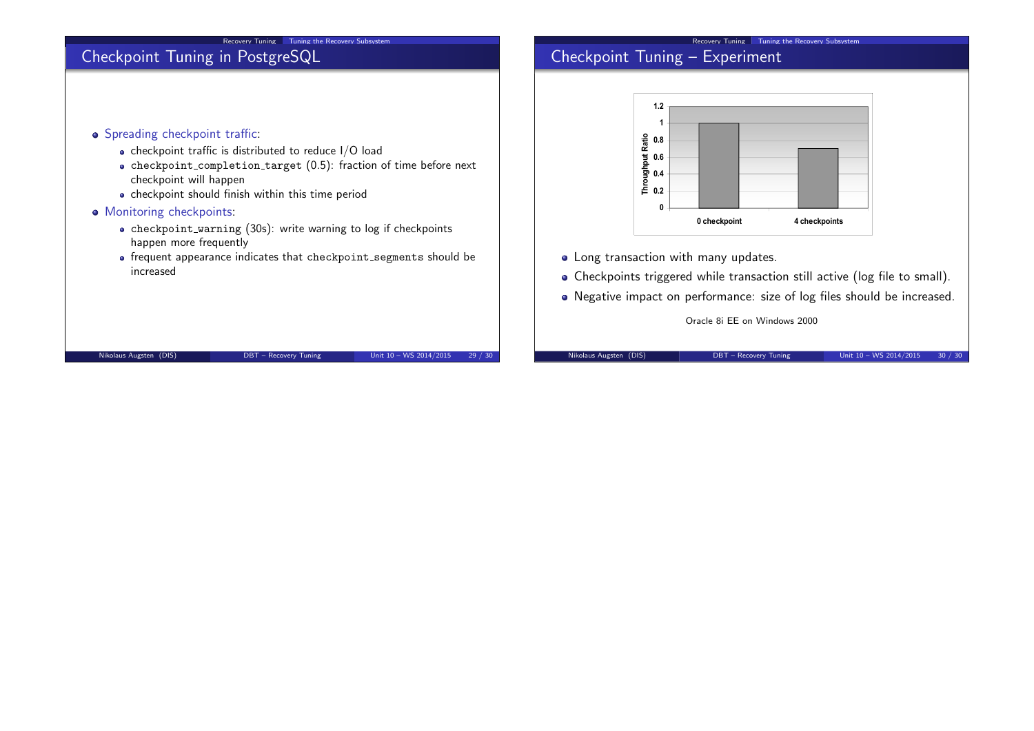## Checkpoint Tuning in PostgreSQL

- Spreading checkpoint traffic:
  - checkpoint traffic is distributed to reduce I/O load
  - `checkpoint_completion_target` (0.5): fraction of time before next checkpoint will happen
  - checkpoint should finish within this time period
- Monitoring checkpoints:
  - `checkpoint_warning` (30s): write warning to log if checkpoints happen more frequently
  - frequent appearance indicates that `checkpoint_segments` should be increased

## Checkpoint Tuning – Experiment

Throughput Ratio

1.2
1
0.8
0.6
0.4
0.2
0

0 checkpoint
4 checkpoints

- Long transaction with many updates.
- Checkpoints triggered while transaction still active (log file to small).
- Negative impact on performance: size of log files should be increased.

Oracle 8i EE on Windows 2000